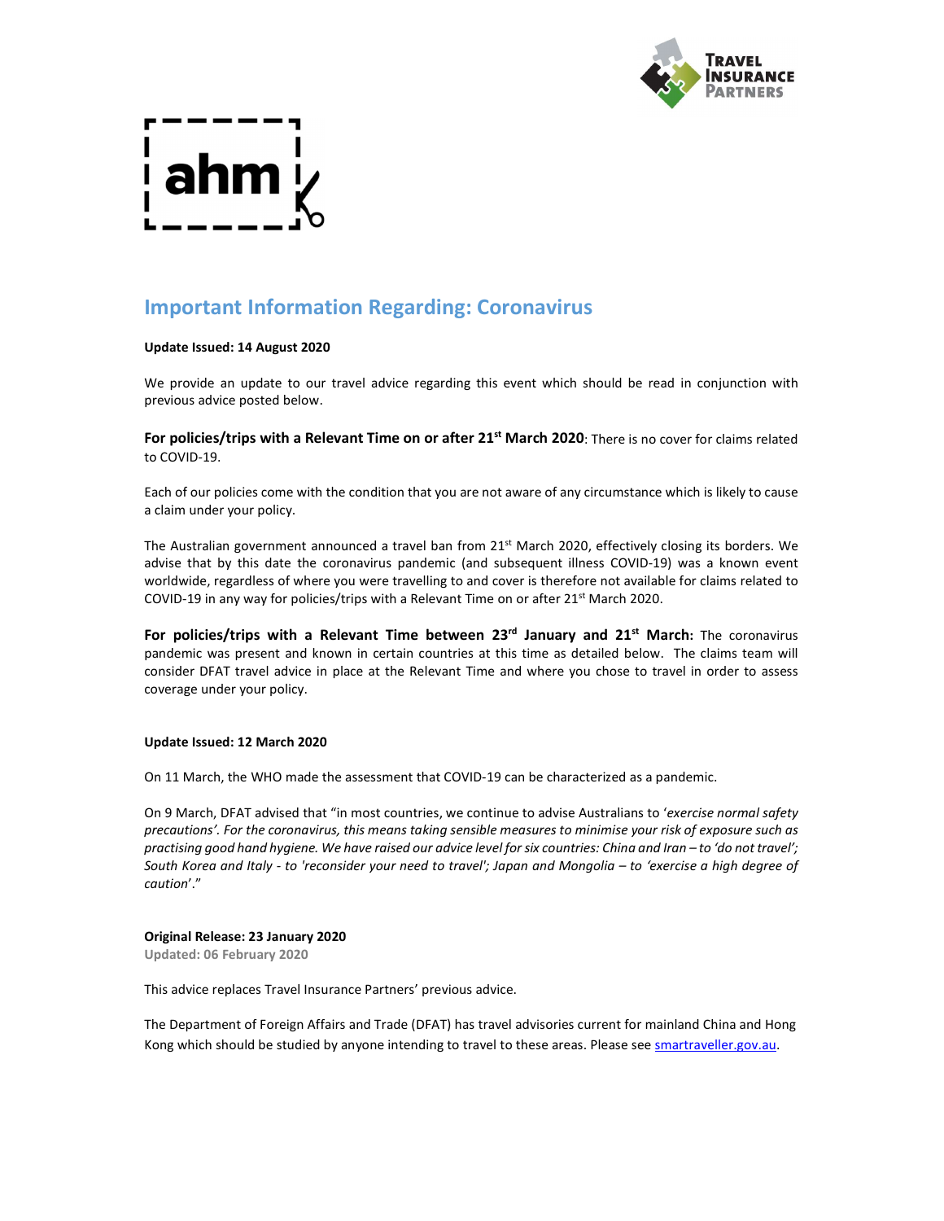# Important Information Regarding: Coronavirus

**Update Issued: 14 August 2020**

We provide an update to our travel advice regarding this event which should be read in conjunction with previous advice posted below.

**For policies/trips with a Relevant Time on or after 21st March 2020**: There is no cover for claims related to COVID-19.

Each of our policies come with the condition that you are not aware of any circumstance which is likely to cause a claim under your policy.

The Australian government announced a travel ban from 21st March 2020, effectively closing its borders. We advise that by this date the coronavirus pandemic (and subsequent illness COVID-19) was a known event worldwide, regardless of where you were travelling to and cover is therefore not available for claims related to COVID-19 in any way for policies/trips with a Relevant Time on or after 21st March 2020.

**For policies/trips with a Relevant Time between 23rd January and 21st March:** The coronavirus pandemic was present and known in certain countries at this time as detailed below. The claims team will consider DFAT travel advice in place at the Relevant Time and where you chose to travel in order to assess coverage under your policy.

**Update Issued: 12 March 2020**

On 11 March, the WHO made the assessment that COVID-19 can be characterized as a pandemic.

On 9 March, DFAT advised that "in most countries, we continue to advise Australians to '*exercise normal safety precautions'. For the coronavirus, this means taking sensible measures to minimise your risk of exposure such as practising good hand hygiene. We have raised our advice level for six countries: China and Iran – to 'do not travel'; South Korea and Italy - to 'reconsider your need to travel'; Japan and Mongolia – to 'exercise a high degree of caution*'."

**Original Release: 23 January 2020**
**Updated: 06 February 2020**

This advice replaces Travel Insurance Partners' previous advice.

The Department of Foreign Affairs and Trade (DFAT) has travel advisories current for mainland China and Hong Kong which should be studied by anyone intending to travel to these areas. Please see [smartraveller.gov.au](smartraveller.gov.au).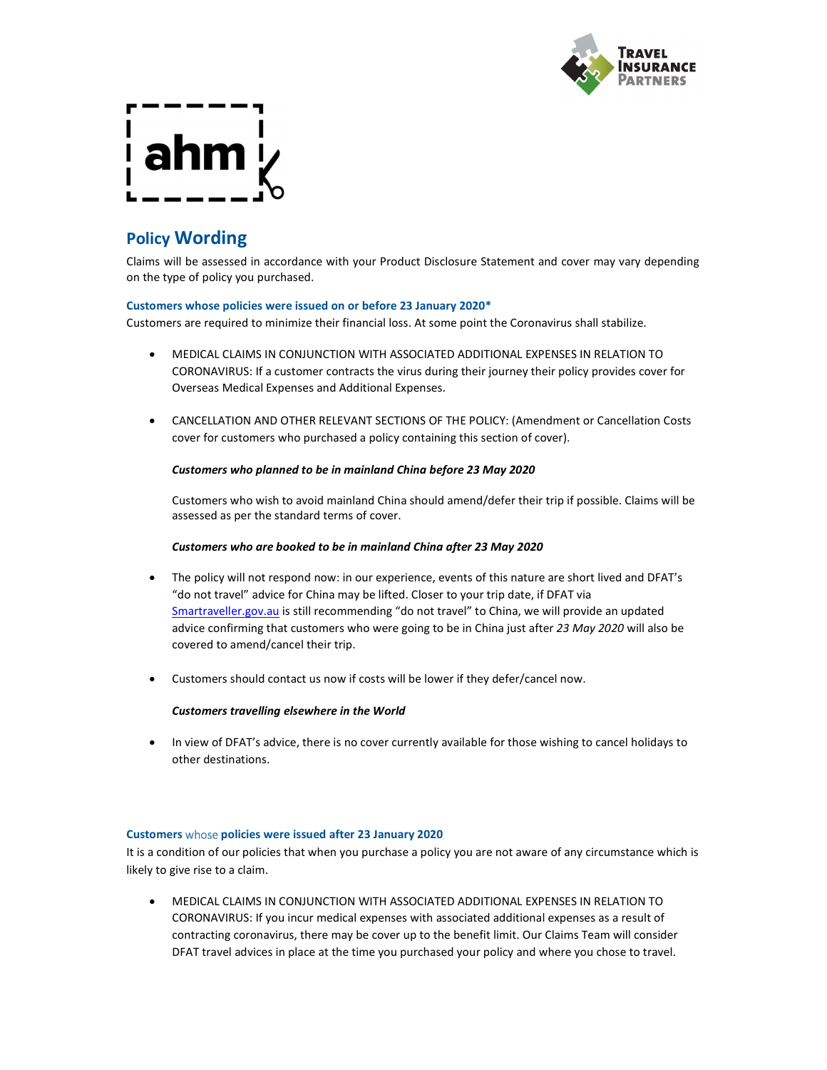# Policy Wording

Claims will be assessed in accordance with your Product Disclosure Statement and cover may vary depending on the type of policy you purchased.

### Customers whose policies were issued on or before 23 January 2020*

Customers are required to minimize their financial loss. At some point the Coronavirus shall stabilize.

- MEDICAL CLAIMS IN CONJUNCTION WITH ASSOCIATED ADDITIONAL EXPENSES IN RELATION TO CORONAVIRUS: If a customer contracts the virus during their journey their policy provides cover for Overseas Medical Expenses and Additional Expenses.

- CANCELLATION AND OTHER RELEVANT SECTIONS OF THE POLICY: (Amendment or Cancellation Costs cover for customers who purchased a policy containing this section of cover).

  ***Customers who planned to be in mainland China before 23 May 2020***

  Customers who wish to avoid mainland China should amend/defer their trip if possible. Claims will be assessed as per the standard terms of cover.

  ***Customers who are booked to be in mainland China after 23 May 2020***

- The policy will not respond now: in our experience, events of this nature are short lived and DFAT's "do not travel" advice for China may be lifted. Closer to your trip date, if DFAT via Smartraveller.gov.au is still recommending "do not travel" to China, we will provide an updated advice confirming that customers who were going to be in China just after *23 May 2020* will also be covered to amend/cancel their trip.

- Customers should contact us now if costs will be lower if they defer/cancel now.

  ***Customers travelling elsewhere in the World***

- In view of DFAT's advice, there is no cover currently available for those wishing to cancel holidays to other destinations.

### Customers whose policies were issued after 23 January 2020

It is a condition of our policies that when you purchase a policy you are not aware of any circumstance which is likely to give rise to a claim.

- MEDICAL CLAIMS IN CONJUNCTION WITH ASSOCIATED ADDITIONAL EXPENSES IN RELATION TO CORONAVIRUS: If you incur medical expenses with associated additional expenses as a result of contracting coronavirus, there may be cover up to the benefit limit. Our Claims Team will consider DFAT travel advices in place at the time you purchased your policy and where you chose to travel.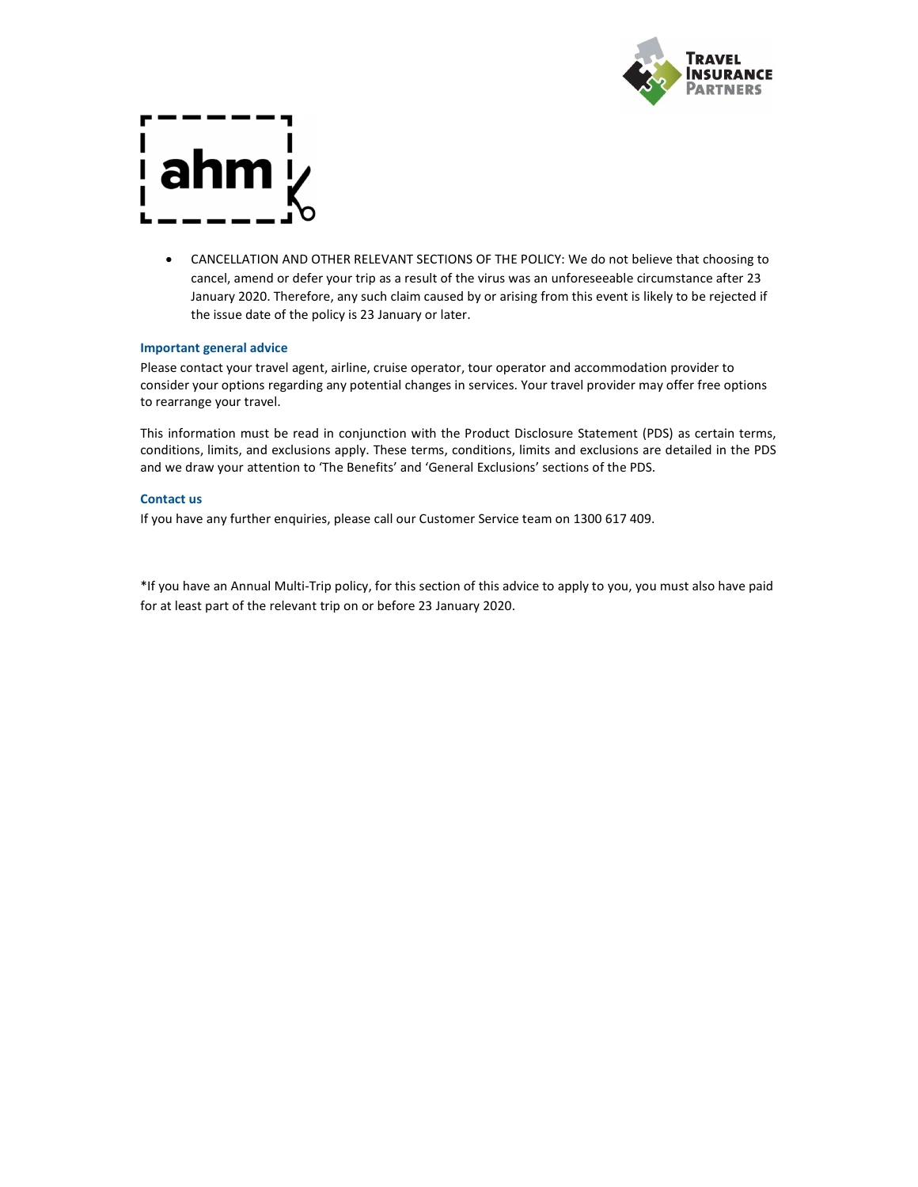- CANCELLATION AND OTHER RELEVANT SECTIONS OF THE POLICY: We do not believe that choosing to cancel, amend or defer your trip as a result of the virus was an unforeseeable circumstance after 23 January 2020. Therefore, any such claim caused by or arising from this event is likely to be rejected if the issue date of the policy is 23 January or later.

### Important general advice

Please contact your travel agent, airline, cruise operator, tour operator and accommodation provider to consider your options regarding any potential changes in services. Your travel provider may offer free options to rearrange your travel.

This information must be read in conjunction with the Product Disclosure Statement (PDS) as certain terms, conditions, limits, and exclusions apply. These terms, conditions, limits and exclusions are detailed in the PDS and we draw your attention to 'The Benefits' and 'General Exclusions' sections of the PDS.

### Contact us

If you have any further enquiries, please call our Customer Service team on 1300 617 409.

*If you have an Annual Multi-Trip policy, for this section of this advice to apply to you, you must also have paid for at least part of the relevant trip on or before 23 January 2020.